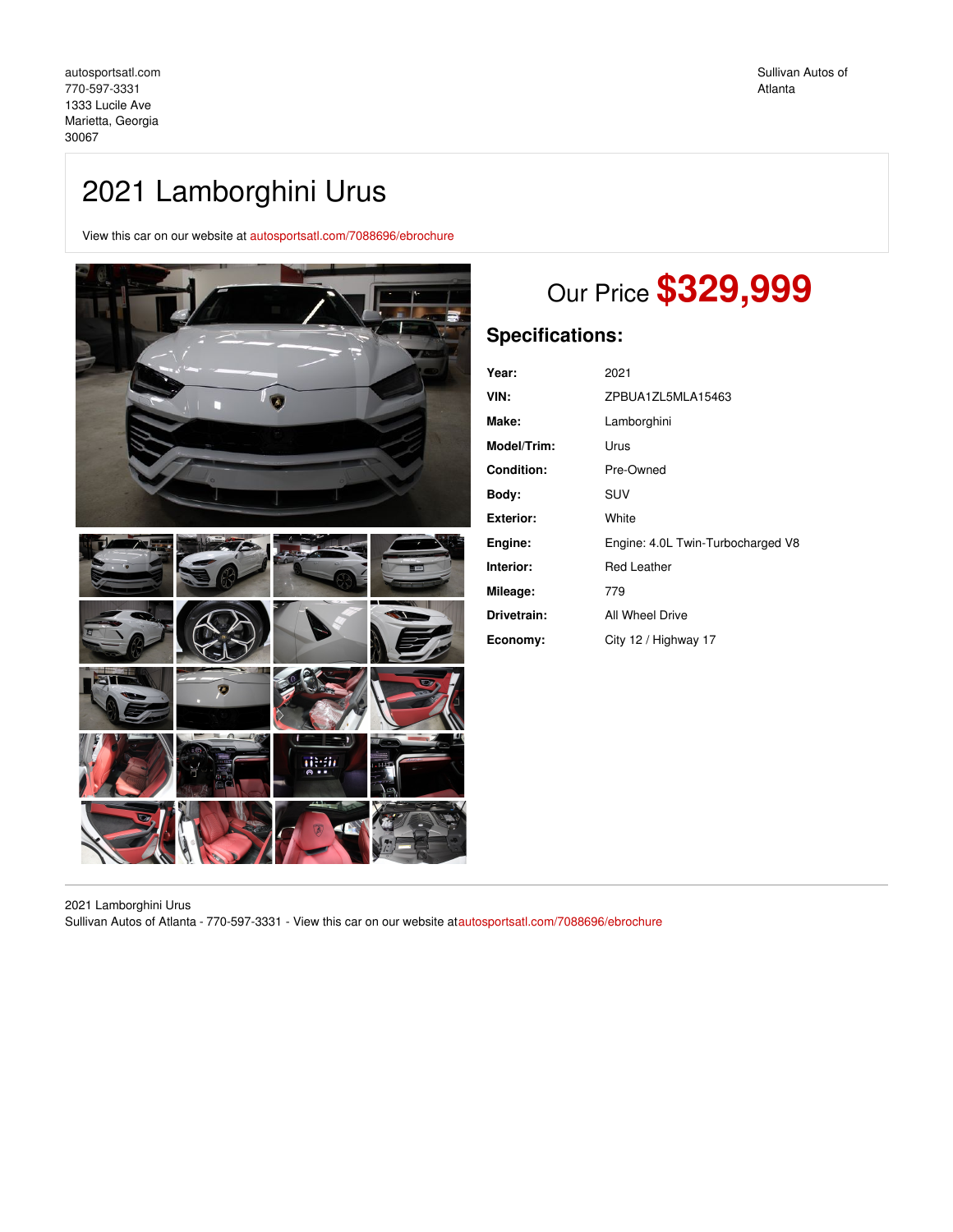autosportsatl.com
770-597-3331
1333 Lucile Ave
Marietta, Georgia
30067

Sullivan Autos of Atlanta

# 2021 Lamborghini Urus

View this car on our website at autosportsatl.com/7088696/ebrochure

## Our Price **$329,999**

### Specifications:

| | |
|---|---|
| **Year:** | 2021 |
| **VIN:** | ZPBUA1ZL5MLA15463 |
| **Make:** | Lamborghini |
| **Model/Trim:** | Urus |
| **Condition:** | Pre-Owned |
| **Body:** | SUV |
| **Exterior:** | White |
| **Engine:** | Engine: 4.0L Twin-Turbocharged V8 |
| **Interior:** | Red Leather |
| **Mileage:** | 779 |
| **Drivetrain:** | All Wheel Drive |
| **Economy:** | City 12 / Highway 17 |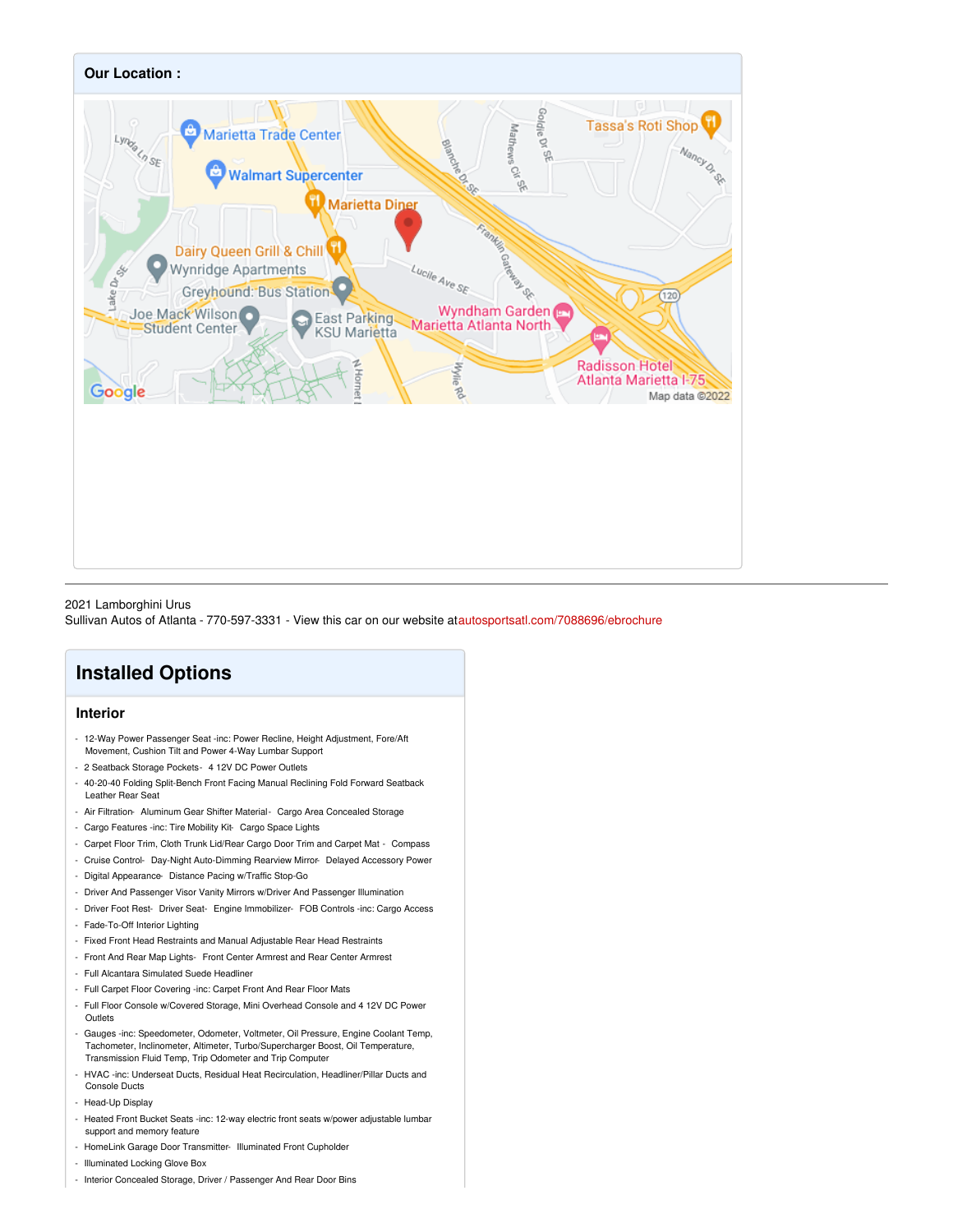**Our Location :**

2021 Lamborghini Urus
Sullivan Autos of Atlanta - 770-597-3331 - View this car on our website atautosportsatl.com/7088696/ebrochure

## Installed Options

### Interior

- 12-Way Power Passenger Seat -inc: Power Recline, Height Adjustment, Fore/Aft Movement, Cushion Tilt and Power 4-Way Lumbar Support
- 2 Seatback Storage Pockets- 4 12V DC Power Outlets
- 40-20-40 Folding Split-Bench Front Facing Manual Reclining Fold Forward Seatback Leather Rear Seat
- Air Filtration- Aluminum Gear Shifter Material- Cargo Area Concealed Storage
- Cargo Features -inc: Tire Mobility Kit- Cargo Space Lights
- Carpet Floor Trim, Cloth Trunk Lid/Rear Cargo Door Trim and Carpet Mat - Compass
- Cruise Control- Day-Night Auto-Dimming Rearview Mirror- Delayed Accessory Power
- Digital Appearance- Distance Pacing w/Traffic Stop-Go
- Driver And Passenger Visor Vanity Mirrors w/Driver And Passenger Illumination
- Driver Foot Rest- Driver Seat- Engine Immobilizer- FOB Controls -inc: Cargo Access
- Fade-To-Off Interior Lighting
- Fixed Front Head Restraints and Manual Adjustable Rear Head Restraints
- Front And Rear Map Lights- Front Center Armrest and Rear Center Armrest
- Full Alcantara Simulated Suede Headliner
- Full Carpet Floor Covering -inc: Carpet Front And Rear Floor Mats
- Full Floor Console w/Covered Storage, Mini Overhead Console and 4 12V DC Power Outlets
- Gauges -inc: Speedometer, Odometer, Voltmeter, Oil Pressure, Engine Coolant Temp, Tachometer, Inclinometer, Altimeter, Turbo/Supercharger Boost, Oil Temperature, Transmission Fluid Temp, Trip Odometer and Trip Computer
- HVAC -inc: Underseat Ducts, Residual Heat Recirculation, Headliner/Pillar Ducts and Console Ducts
- Head-Up Display
- Heated Front Bucket Seats -inc: 12-way electric front seats w/power adjustable lumbar support and memory feature
- HomeLink Garage Door Transmitter- Illuminated Front Cupholder
- Illuminated Locking Glove Box
- Interior Concealed Storage, Driver / Passenger And Rear Door Bins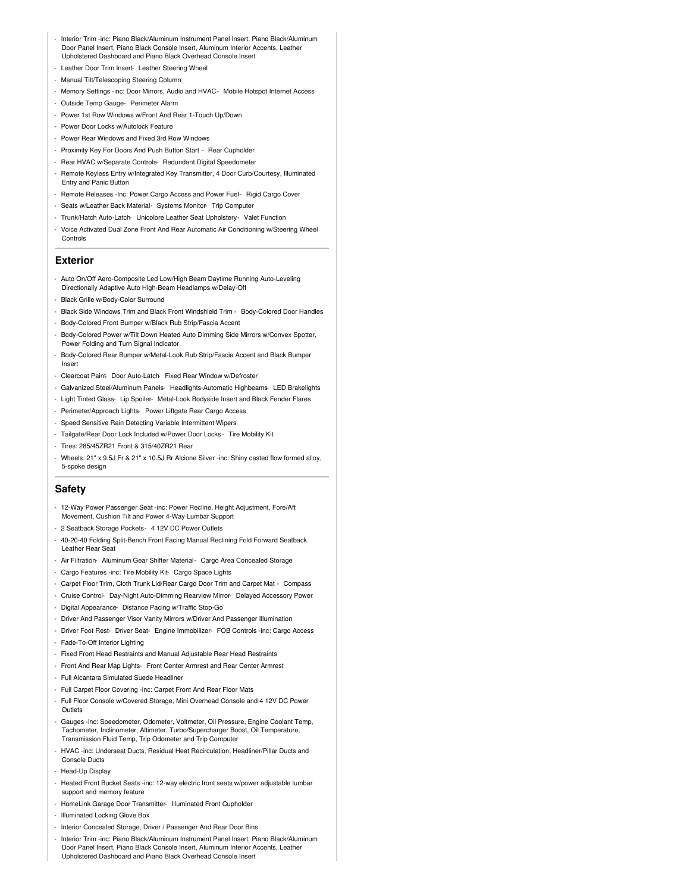- Interior Trim -inc: Piano Black/Aluminum Instrument Panel Insert, Piano Black/Aluminum Door Panel Insert, Piano Black Console Insert, Aluminum Interior Accents, Leather Upholstered Dashboard and Piano Black Overhead Console Insert
- Leather Door Trim Insert- Leather Steering Wheel
- Manual Tilt/Telescoping Steering Column
- Memory Settings -inc: Door Mirrors, Audio and HVAC- Mobile Hotspot Internet Access
- Outside Temp Gauge- Perimeter Alarm
- Power 1st Row Windows w/Front And Rear 1-Touch Up/Down
- Power Door Locks w/Autolock Feature
- Power Rear Windows and Fixed 3rd Row Windows
- Proximity Key For Doors And Push Button Start - Rear Cupholder
- Rear HVAC w/Separate Controls- Redundant Digital Speedometer
- Remote Keyless Entry w/Integrated Key Transmitter, 4 Door Curb/Courtesy, Illuminated Entry and Panic Button
- Remote Releases -Inc: Power Cargo Access and Power Fuel- Rigid Cargo Cover
- Seats w/Leather Back Material- Systems Monitor- Trip Computer
- Trunk/Hatch Auto-Latch- Unicolore Leather Seat Upholstery- Valet Function
- Voice Activated Dual Zone Front And Rear Automatic Air Conditioning w/Steering Wheel Controls

## Exterior

- Auto On/Off Aero-Composite Led Low/High Beam Daytime Running Auto-Leveling Directionally Adaptive Auto High-Beam Headlamps w/Delay-Off
- Black Grille w/Body-Color Surround
- Black Side Windows Trim and Black Front Windshield Trim - Body-Colored Door Handles
- Body-Colored Front Bumper w/Black Rub Strip/Fascia Accent
- Body-Colored Power w/Tilt Down Heated Auto Dimming Side Mirrors w/Convex Spotter, Power Folding and Turn Signal Indicator
- Body-Colored Rear Bumper w/Metal-Look Rub Strip/Fascia Accent and Black Bumper Insert
- Clearcoat Paint- Door Auto-Latch- Fixed Rear Window w/Defroster
- Galvanized Steel/Aluminum Panels- Headlights-Automatic Highbeams- LED Brakelights
- Light Tinted Glass- Lip Spoiler- Metal-Look Bodyside Insert and Black Fender Flares
- Perimeter/Approach Lights- Power Liftgate Rear Cargo Access
- Speed Sensitive Rain Detecting Variable Intermittent Wipers
- Tailgate/Rear Door Lock Included w/Power Door Locks - Tire Mobility Kit
- Tires: 285/45ZR21 Front & 315/40ZR21 Rear
- Wheels: 21" x 9.5J Fr & 21" x 10.5J Rr Alcione Silver -inc: Shiny casted flow formed alloy, 5-spoke design

## Safety

- 12-Way Power Passenger Seat -inc: Power Recline, Height Adjustment, Fore/Aft Movement, Cushion Tilt and Power 4-Way Lumbar Support
- 2 Seatback Storage Pockets- 4 12V DC Power Outlets
- 40-20-40 Folding Split-Bench Front Facing Manual Reclining Fold Forward Seatback Leather Rear Seat
- Air Filtration- Aluminum Gear Shifter Material- Cargo Area Concealed Storage
- Cargo Features -inc: Tire Mobility Kit- Cargo Space Lights
- Carpet Floor Trim, Cloth Trunk Lid/Rear Cargo Door Trim and Carpet Mat - Compass
- Cruise Control- Day-Night Auto-Dimming Rearview Mirror- Delayed Accessory Power
- Digital Appearance- Distance Pacing w/Traffic Stop-Go
- Driver And Passenger Visor Vanity Mirrors w/Driver And Passenger Illumination
- Driver Foot Rest- Driver Seat- Engine Immobilizer- FOB Controls -inc: Cargo Access
- Fade-To-Off Interior Lighting
- Fixed Front Head Restraints and Manual Adjustable Rear Head Restraints
- Front And Rear Map Lights- Front Center Armrest and Rear Center Armrest
- Full Alcantara Simulated Suede Headliner
- Full Carpet Floor Covering -inc: Carpet Front And Rear Floor Mats
- Full Floor Console w/Covered Storage, Mini Overhead Console and 4 12V DC Power Outlets
- Gauges -inc: Speedometer, Odometer, Voltmeter, Oil Pressure, Engine Coolant Temp, Tachometer, Inclinometer, Altimeter, Turbo/Supercharger Boost, Oil Temperature, Transmission Fluid Temp, Trip Odometer and Trip Computer
- HVAC -inc: Underseat Ducts, Residual Heat Recirculation, Headliner/Pillar Ducts and Console Ducts
- Head-Up Display
- Heated Front Bucket Seats -inc: 12-way electric front seats w/power adjustable lumbar support and memory feature
- HomeLink Garage Door Transmitter- Illuminated Front Cupholder
- Illuminated Locking Glove Box
- Interior Concealed Storage, Driver / Passenger And Rear Door Bins
- Interior Trim -inc: Piano Black/Aluminum Instrument Panel Insert, Piano Black/Aluminum Door Panel Insert, Piano Black Console Insert, Aluminum Interior Accents, Leather Upholstered Dashboard and Piano Black Overhead Console Insert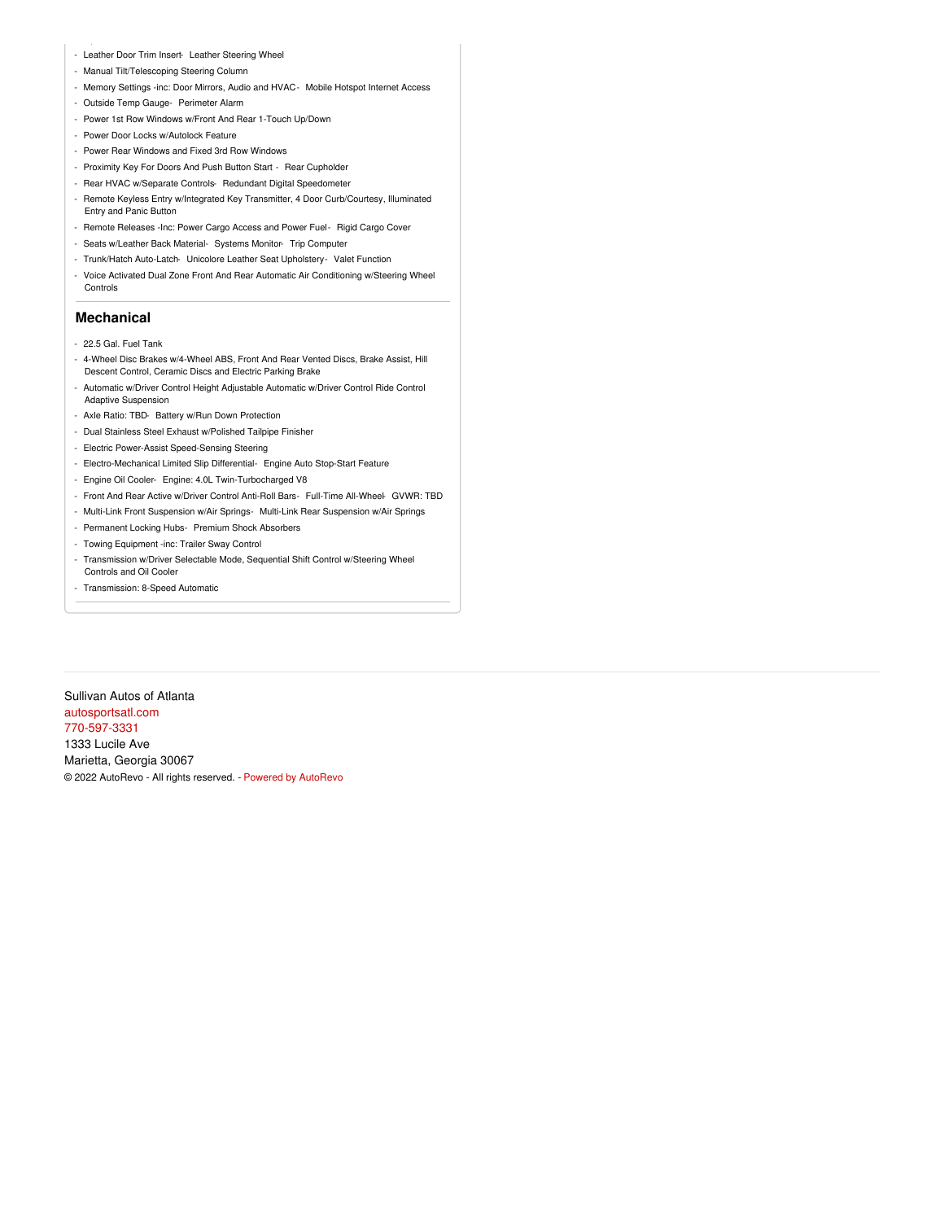- Leather Door Trim Insert- Leather Steering Wheel
- Manual Tilt/Telescoping Steering Column
- Memory Settings -inc: Door Mirrors, Audio and HVAC- Mobile Hotspot Internet Access
- Outside Temp Gauge- Perimeter Alarm
- Power 1st Row Windows w/Front And Rear 1-Touch Up/Down
- Power Door Locks w/Autolock Feature
- Power Rear Windows and Fixed 3rd Row Windows
- Proximity Key For Doors And Push Button Start - Rear Cupholder
- Rear HVAC w/Separate Controls- Redundant Digital Speedometer
- Remote Keyless Entry w/Integrated Key Transmitter, 4 Door Curb/Courtesy, Illuminated Entry and Panic Button
- Remote Releases -Inc: Power Cargo Access and Power Fuel- Rigid Cargo Cover
- Seats w/Leather Back Material- Systems Monitor- Trip Computer
- Trunk/Hatch Auto-Latch- Unicolore Leather Seat Upholstery- Valet Function
- Voice Activated Dual Zone Front And Rear Automatic Air Conditioning w/Steering Wheel Controls

## Mechanical

- 22.5 Gal. Fuel Tank
- 4-Wheel Disc Brakes w/4-Wheel ABS, Front And Rear Vented Discs, Brake Assist, Hill Descent Control, Ceramic Discs and Electric Parking Brake
- Automatic w/Driver Control Height Adjustable Automatic w/Driver Control Ride Control Adaptive Suspension
- Axle Ratio: TBD- Battery w/Run Down Protection
- Dual Stainless Steel Exhaust w/Polished Tailpipe Finisher
- Electric Power-Assist Speed-Sensing Steering
- Electro-Mechanical Limited Slip Differential- Engine Auto Stop-Start Feature
- Engine Oil Cooler- Engine: 4.0L Twin-Turbocharged V8
- Front And Rear Active w/Driver Control Anti-Roll Bars- Full-Time All-Wheel- GVWR: TBD
- Multi-Link Front Suspension w/Air Springs- Multi-Link Rear Suspension w/Air Springs
- Permanent Locking Hubs- Premium Shock Absorbers
- Towing Equipment -inc: Trailer Sway Control
- Transmission w/Driver Selectable Mode, Sequential Shift Control w/Steering Wheel Controls and Oil Cooler
- Transmission: 8-Speed Automatic

Sullivan Autos of Atlanta
autosportsatl.com
770-597-3331
1333 Lucile Ave
Marietta, Georgia 30067
© 2022 AutoRevo - All rights reserved. - Powered by AutoRevo